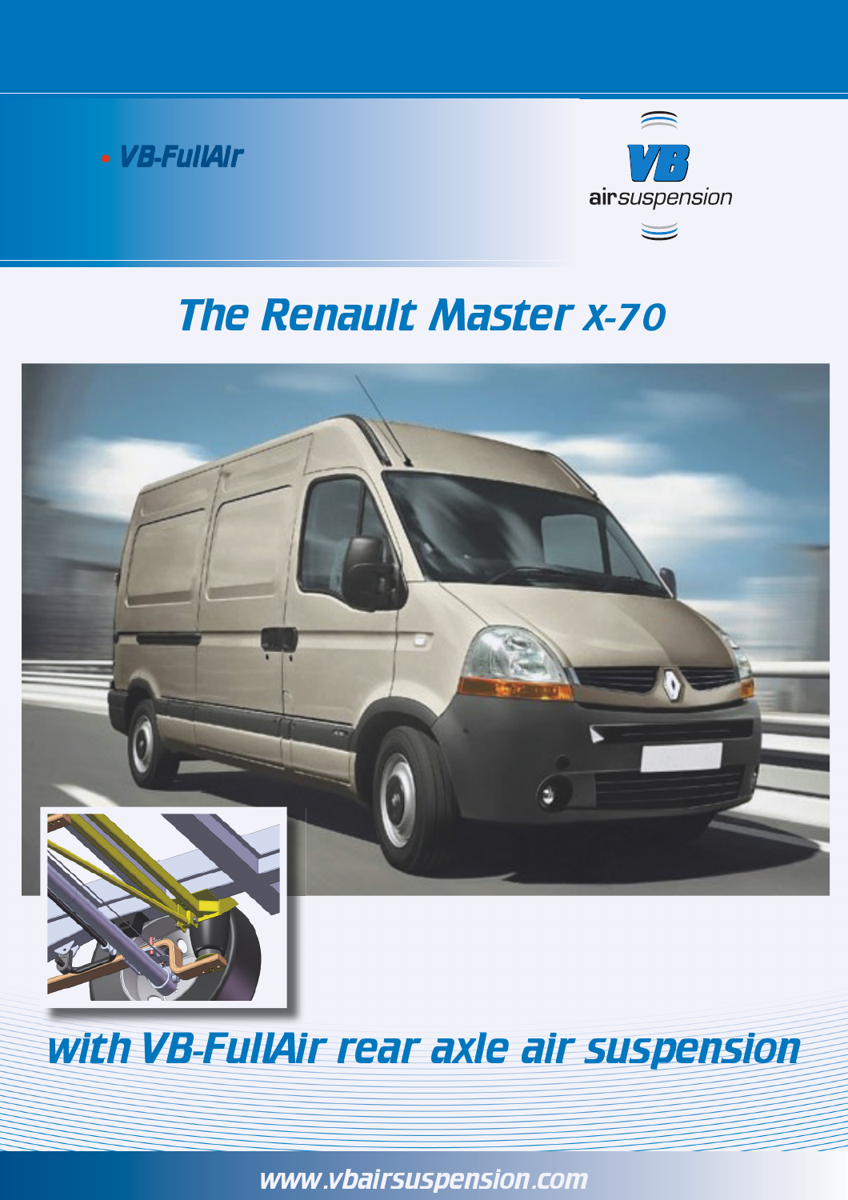• VB-FullAir

VB airsuspension

# The Renault Master X-70

## with VB-FullAir rear axle air suspension

www.vbairsuspension.com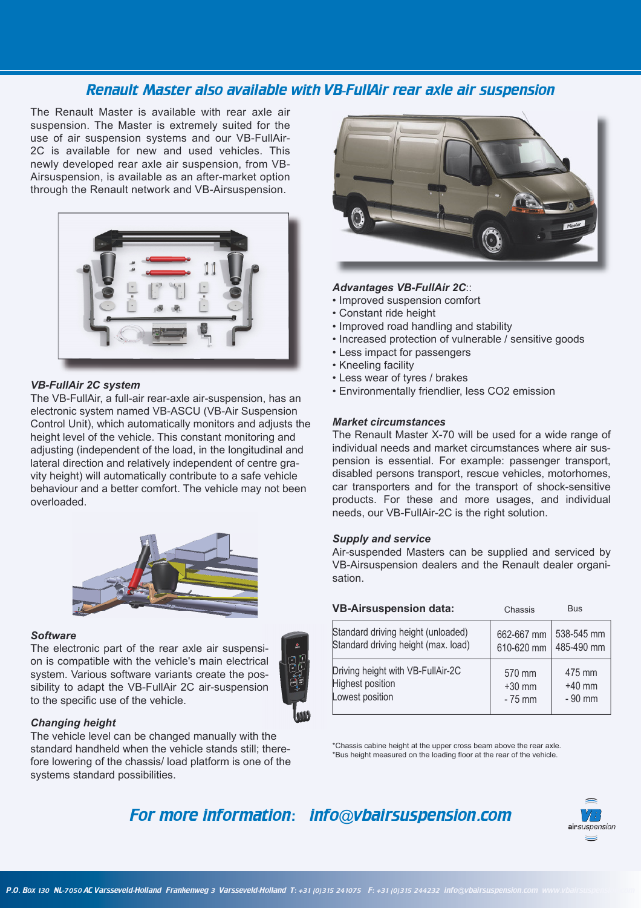## Renault Master also available with VB-FullAir rear axle air suspension

The Renault Master is available with rear axle air suspension. The Master is extremely suited for the use of air suspension systems and our VB-FullAir-2C is available for new and used vehicles. This newly developed rear axle air suspension, from VB-Airsuspension, is available as an after-market option through the Renault network and VB-Airsuspension.

### *VB-FullAir 2C system*

The VB-FullAir, a full-air rear-axle air-suspension, has an electronic system named VB-ASCU (VB-Air Suspension Control Unit), which automatically monitors and adjusts the height level of the vehicle. This constant monitoring and adjusting (independent of the load, in the longitudinal and lateral direction and relatively independent of centre gravity height) will automatically contribute to a safe vehicle behaviour and a better comfort. The vehicle may not been overloaded.

### *Software*

The electronic part of the rear axle air suspension is compatible with the vehicle's main electrical system. Various software variants create the possibility to adapt the VB-FullAir 2C air-suspension to the specific use of the vehicle.

### *Changing height*

The vehicle level can be changed manually with the standard handheld when the vehicle stands still; therefore lowering of the chassis/ load platform is one of the systems standard possibilities.

### *Advantages VB-FullAir 2C*::

- Improved suspension comfort
- Constant ride height
- Improved road handling and stability
- Increased protection of vulnerable / sensitive goods
- Less impact for passengers
- Kneeling facility
- Less wear of tyres / brakes
- Environmentally friendlier, less CO2 emission

### *Market circumstances*

The Renault Master X-70 will be used for a wide range of individual needs and market circumstances where air suspension is essential. For example: passenger transport, disabled persons transport, rescue vehicles, motorhomes, car transporters and for the transport of shock-sensitive products. For these and more usages, and individual needs, our VB-FullAir-2C is the right solution.

### *Supply and service*

Air-suspended Masters can be supplied and serviced by VB-Airsuspension dealers and the Renault dealer organisation.

| VB-Airsuspension data: | Chassis | Bus |
|---|---|---|
| Standard driving height (unloaded)<br>Standard driving height (max. load) | 662-667 mm<br>610-620 mm | 538-545 mm<br>485-490 mm |
| Driving height with VB-FullAir-2C<br>Highest position<br>Lowest position | 570 mm<br>+30 mm<br>- 75 mm | 475 mm<br>+40 mm<br>- 90 mm |

*Chassis cabine height at the upper cross beam above the rear axle.
*Bus height measured on the loading floor at the rear of the vehicle.

## *For more information: info@vbairsuspension.com*

VB airsuspension

P.O. Box 130 NL-7050 AC Varsseveld-Holland Frankenweg 3 Varsseveld-Holland T: +31 (0)315 241075 F: +31 (0)315 244232 info@vbairsuspension.com www.vbairsuspension.com